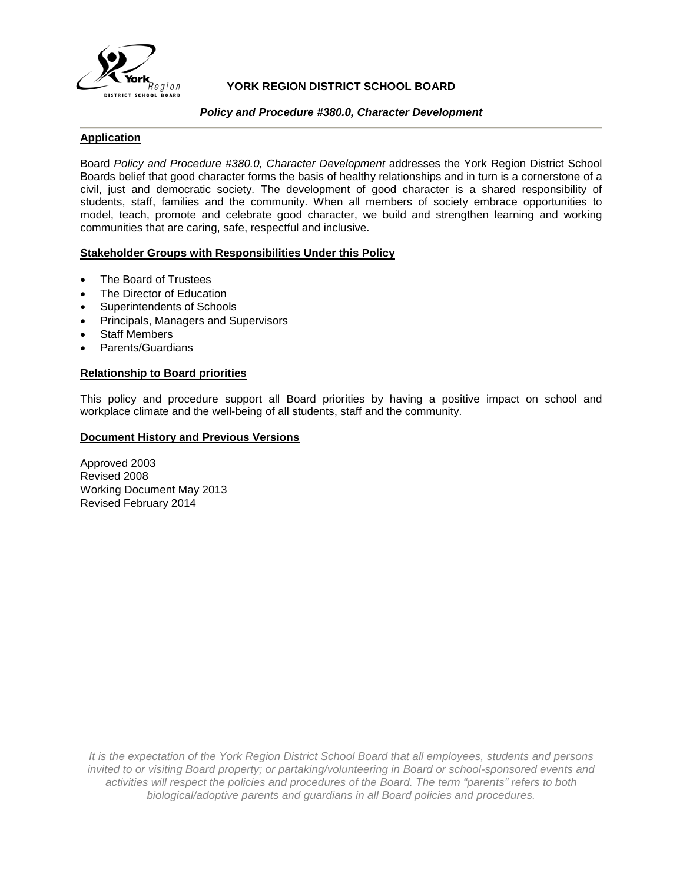**YORK REGION DISTRICT SCHOOL BOARD**

***Policy and Procedure #380.0, Character Development***

## Application

Board *Policy and Procedure #380.0, Character Development* addresses the York Region District School Boards belief that good character forms the basis of healthy relationships and in turn is a cornerstone of a civil, just and democratic society. The development of good character is a shared responsibility of students, staff, families and the community. When all members of society embrace opportunities to model, teach, promote and celebrate good character, we build and strengthen learning and working communities that are caring, safe, respectful and inclusive.

## Stakeholder Groups with Responsibilities Under this Policy

- The Board of Trustees
- The Director of Education
- Superintendents of Schools
- Principals, Managers and Supervisors
- Staff Members
- Parents/Guardians

## Relationship to Board priorities

This policy and procedure support all Board priorities by having a positive impact on school and workplace climate and the well-being of all students, staff and the community.

## Document History and Previous Versions

Approved 2003
Revised 2008
Working Document May 2013
Revised February 2014

*It is the expectation of the York Region District School Board that all employees, students and persons invited to or visiting Board property; or partaking/volunteering in Board or school-sponsored events and activities will respect the policies and procedures of the Board. The term "parents" refers to both biological/adoptive parents and guardians in all Board policies and procedures.*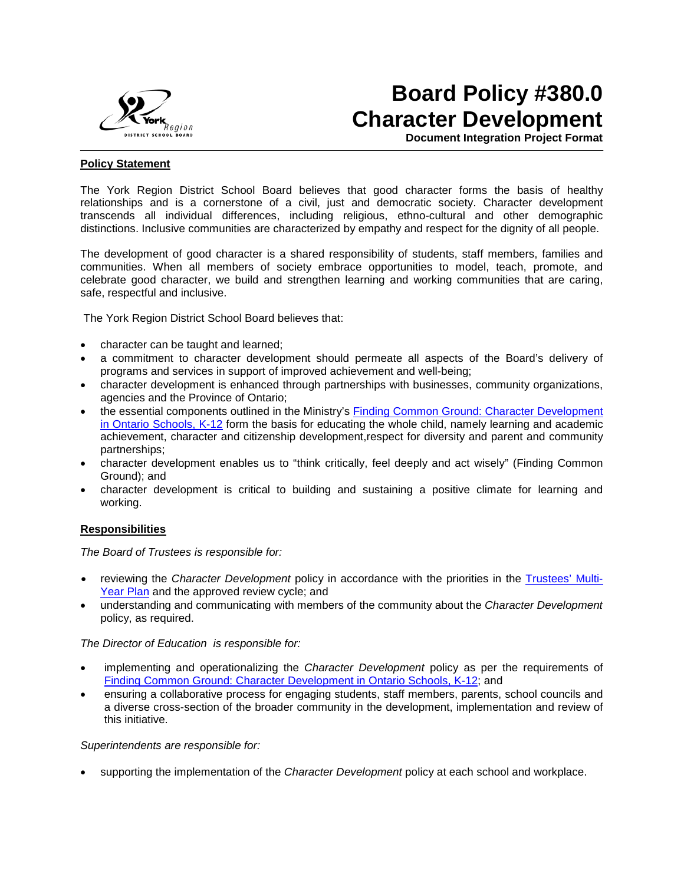# Board Policy #380.0 Character Development

**Document Integration Project Format**

## Policy Statement

The York Region District School Board believes that good character forms the basis of healthy relationships and is a cornerstone of a civil, just and democratic society. Character development transcends all individual differences, including religious, ethno-cultural and other demographic distinctions. Inclusive communities are characterized by empathy and respect for the dignity of all people.

The development of good character is a shared responsibility of students, staff members, families and communities. When all members of society embrace opportunities to model, teach, promote, and celebrate good character, we build and strengthen learning and working communities that are caring, safe, respectful and inclusive.

The York Region District School Board believes that:

- character can be taught and learned;
- a commitment to character development should permeate all aspects of the Board's delivery of programs and services in support of improved achievement and well-being;
- character development is enhanced through partnerships with businesses, community organizations, agencies and the Province of Ontario;
- the essential components outlined in the Ministry's Finding Common Ground: Character Development in Ontario Schools, K-12 form the basis for educating the whole child, namely learning and academic achievement, character and citizenship development,respect for diversity and parent and community partnerships;
- character development enables us to "think critically, feel deeply and act wisely" (Finding Common Ground); and
- character development is critical to building and sustaining a positive climate for learning and working.

## Responsibilities

*The Board of Trustees is responsible for:*

- reviewing the *Character Development* policy in accordance with the priorities in the Trustees' Multi-Year Plan and the approved review cycle; and
- understanding and communicating with members of the community about the *Character Development* policy, as required.

*The Director of Education is responsible for:*

- implementing and operationalizing the *Character Development* policy as per the requirements of Finding Common Ground: Character Development in Ontario Schools, K-12; and
- ensuring a collaborative process for engaging students, staff members, parents, school councils and a diverse cross-section of the broader community in the development, implementation and review of this initiative.

*Superintendents are responsible for:*

- supporting the implementation of the *Character Development* policy at each school and workplace.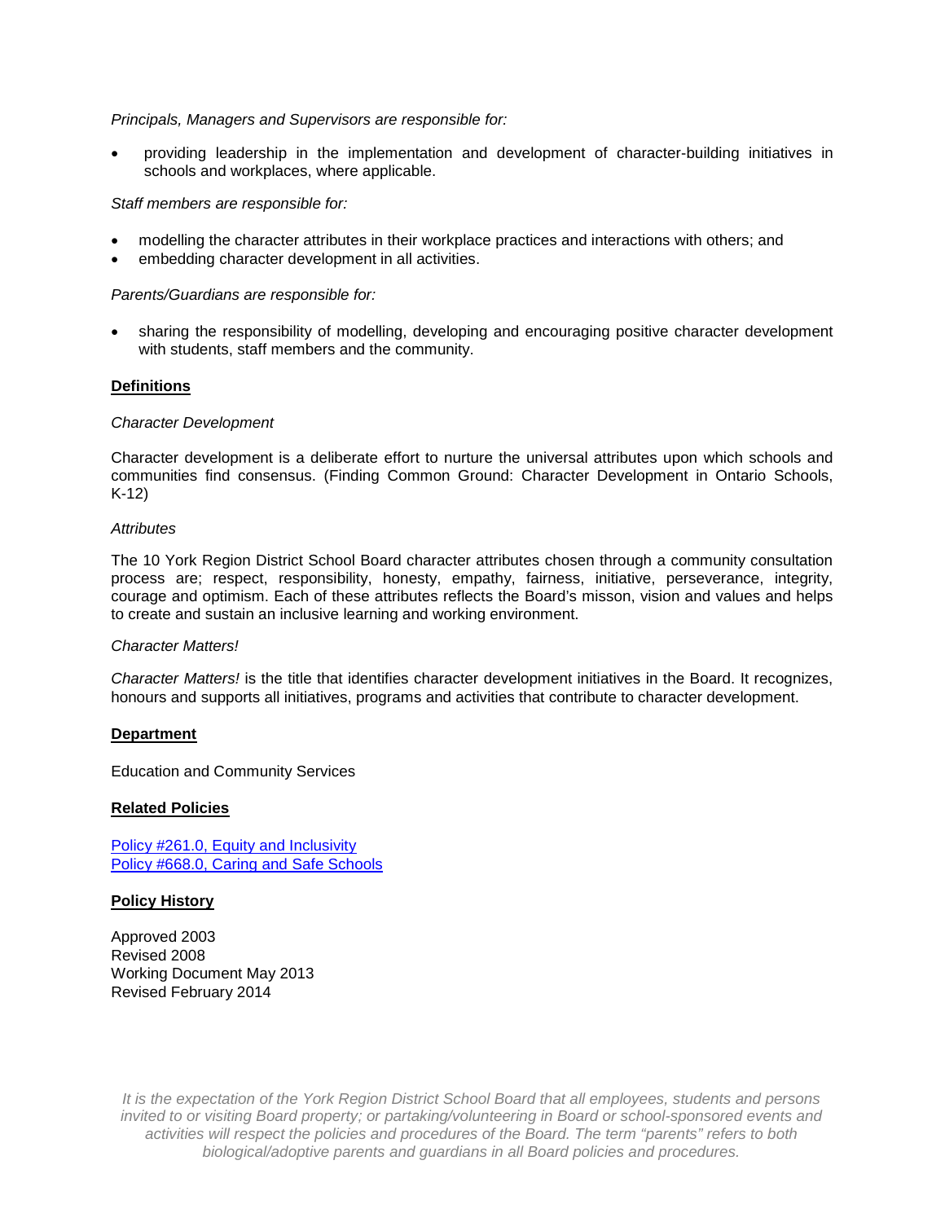*Principals, Managers and Supervisors are responsible for:*

- providing leadership in the implementation and development of character-building initiatives in schools and workplaces, where applicable.

*Staff members are responsible for:*

- modelling the character attributes in their workplace practices and interactions with others; and
- embedding character development in all activities.

*Parents/Guardians are responsible for:*

- sharing the responsibility of modelling, developing and encouraging positive character development with students, staff members and the community.

## Definitions

*Character Development*

Character development is a deliberate effort to nurture the universal attributes upon which schools and communities find consensus. (Finding Common Ground: Character Development in Ontario Schools, K-12)

*Attributes*

The 10 York Region District School Board character attributes chosen through a community consultation process are; respect, responsibility, honesty, empathy, fairness, initiative, perseverance, integrity, courage and optimism. Each of these attributes reflects the Board's misson, vision and values and helps to create and sustain an inclusive learning and working environment.

*Character Matters!*

*Character Matters!* is the title that identifies character development initiatives in the Board. It recognizes, honours and supports all initiatives, programs and activities that contribute to character development.

## Department

Education and Community Services

## Related Policies

[Policy #261.0, Equity and Inclusivity](#)
[Policy #668.0, Caring and Safe Schools](#)

## Policy History

Approved 2003
Revised 2008
Working Document May 2013
Revised February 2014

*It is the expectation of the York Region District School Board that all employees, students and persons invited to or visiting Board property; or partaking/volunteering in Board or school-sponsored events and activities will respect the policies and procedures of the Board. The term "parents" refers to both biological/adoptive parents and guardians in all Board policies and procedures.*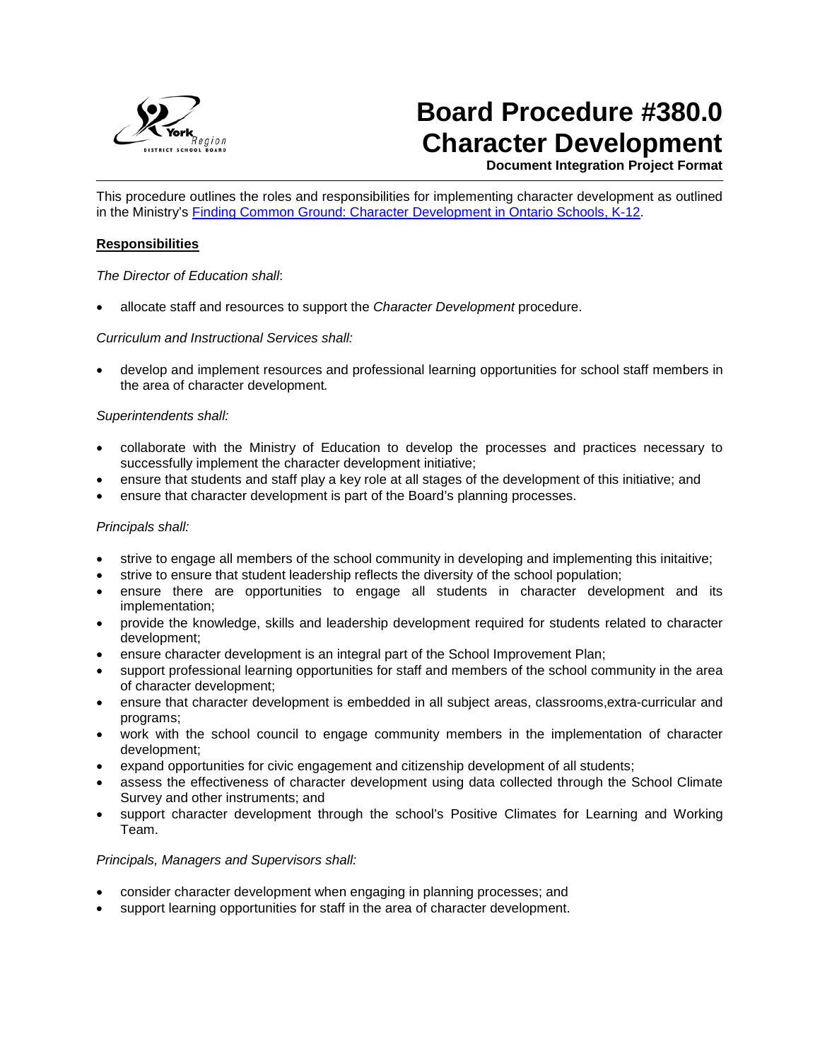# Board Procedure #380.0 Character Development

**Document Integration Project Format**

This procedure outlines the roles and responsibilities for implementing character development as outlined in the Ministry's [Finding Common Ground: Character Development in Ontario Schools, K-12](#).

**Responsibilities**

*The Director of Education shall*:

- allocate staff and resources to support the *Character Development* procedure.

*Curriculum and Instructional Services shall:*

- develop and implement resources and professional learning opportunities for school staff members in the area of character development.

*Superintendents shall:*

- collaborate with the Ministry of Education to develop the processes and practices necessary to successfully implement the character development initiative;
- ensure that students and staff play a key role at all stages of the development of this initiative; and
- ensure that character development is part of the Board's planning processes.

*Principals shall:*

- strive to engage all members of the school community in developing and implementing this initaitive;
- strive to ensure that student leadership reflects the diversity of the school population;
- ensure there are opportunities to engage all students in character development and its implementation;
- provide the knowledge, skills and leadership development required for students related to character development;
- ensure character development is an integral part of the School Improvement Plan;
- support professional learning opportunities for staff and members of the school community in the area of character development;
- ensure that character development is embedded in all subject areas, classrooms,extra-curricular and programs;
- work with the school council to engage community members in the implementation of character development;
- expand opportunities for civic engagement and citizenship development of all students;
- assess the effectiveness of character development using data collected through the School Climate Survey and other instruments; and
- support character development through the school's Positive Climates for Learning and Working Team.

*Principals, Managers and Supervisors shall:*

- consider character development when engaging in planning processes; and
- support learning opportunities for staff in the area of character development.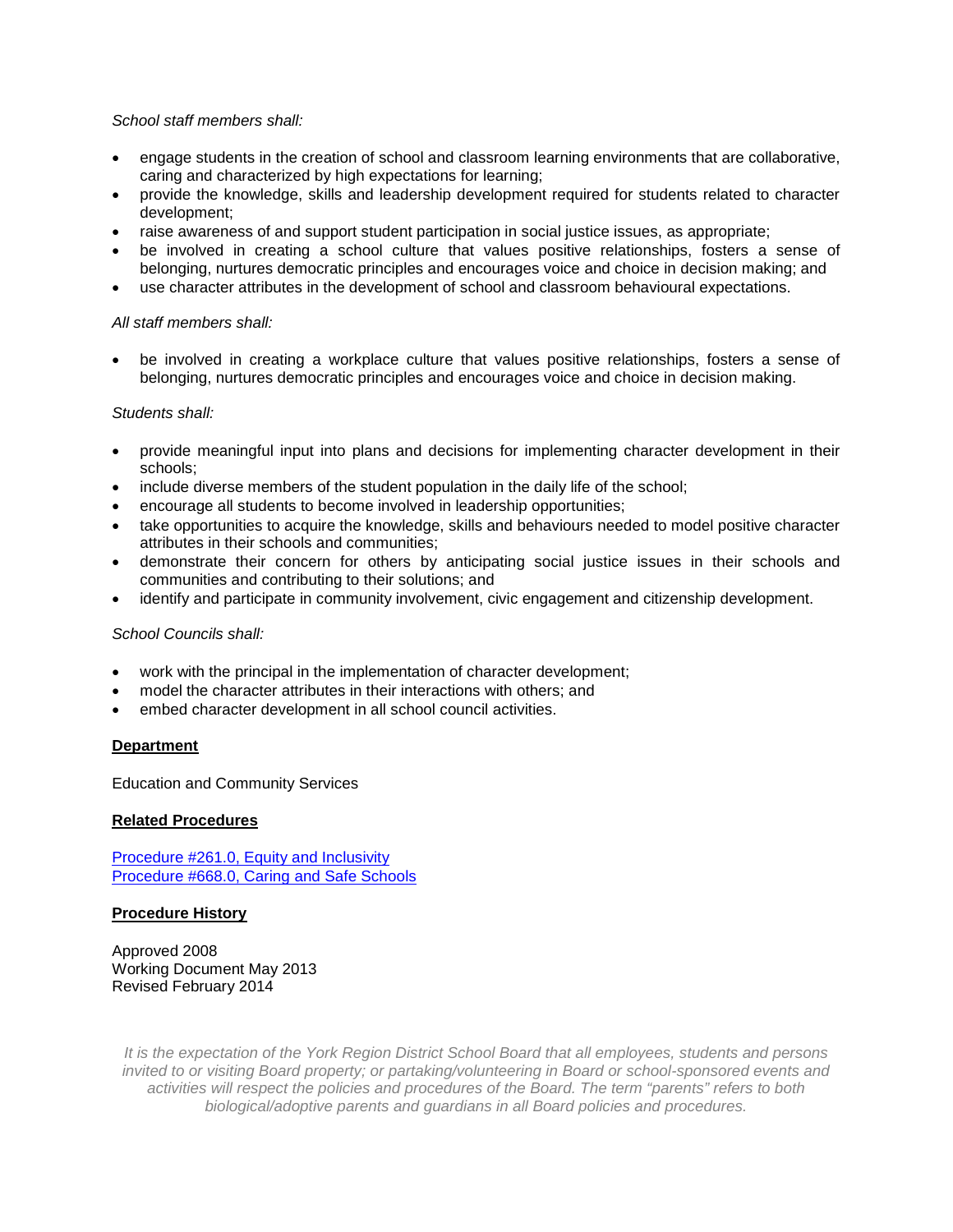*School staff members shall:*

- engage students in the creation of school and classroom learning environments that are collaborative, caring and characterized by high expectations for learning;
- provide the knowledge, skills and leadership development required for students related to character development;
- raise awareness of and support student participation in social justice issues, as appropriate;
- be involved in creating a school culture that values positive relationships, fosters a sense of belonging, nurtures democratic principles and encourages voice and choice in decision making; and
- use character attributes in the development of school and classroom behavioural expectations.

*All staff members shall:*

- be involved in creating a workplace culture that values positive relationships, fosters a sense of belonging, nurtures democratic principles and encourages voice and choice in decision making.

*Students shall:*

- provide meaningful input into plans and decisions for implementing character development in their schools;
- include diverse members of the student population in the daily life of the school;
- encourage all students to become involved in leadership opportunities;
- take opportunities to acquire the knowledge, skills and behaviours needed to model positive character attributes in their schools and communities;
- demonstrate their concern for others by anticipating social justice issues in their schools and communities and contributing to their solutions; and
- identify and participate in community involvement, civic engagement and citizenship development.

*School Councils shall:*

- work with the principal in the implementation of character development;
- model the character attributes in their interactions with others; and
- embed character development in all school council activities.

**Department**

Education and Community Services

**Related Procedures**

Procedure #261.0, Equity and Inclusivity
Procedure #668.0, Caring and Safe Schools

**Procedure History**

Approved 2008
Working Document May 2013
Revised February 2014

*It is the expectation of the York Region District School Board that all employees, students and persons invited to or visiting Board property; or partaking/volunteering in Board or school-sponsored events and activities will respect the policies and procedures of the Board. The term “parents” refers to both biological/adoptive parents and guardians in all Board policies and procedures.*